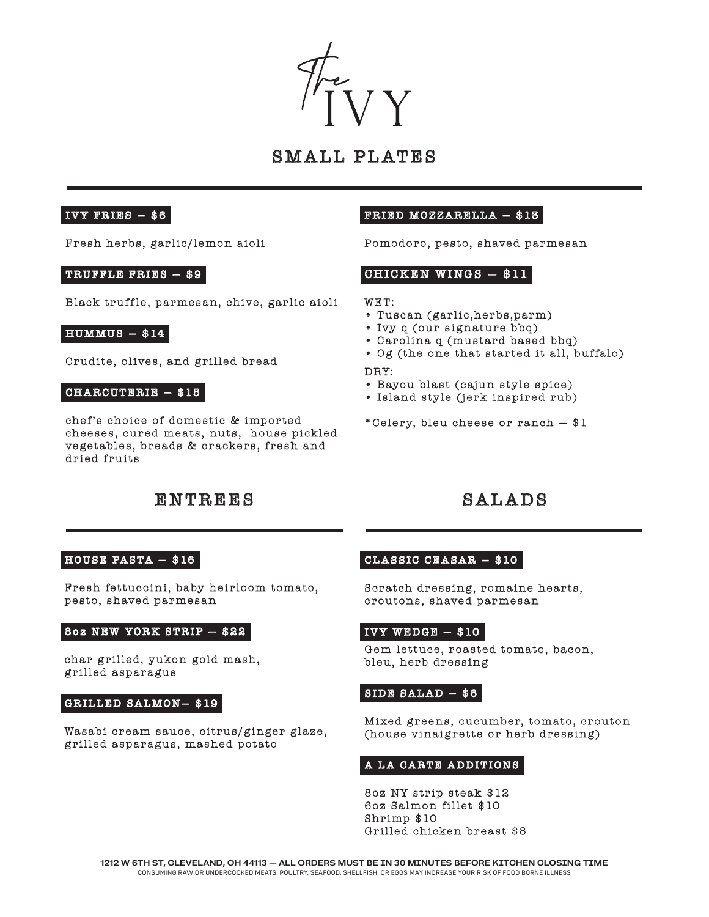# The IVY

## SMALL PLATES

### IVY FRIES — $6

Fresh herbs, garlic/lemon aioli

### TRUFFLE FRIES — $9

Black truffle, parmesan, chive, garlic aioli

### HUMMUS — $14

Crudite, olives, and grilled bread

### CHARCUTERIE — $18

chef's choice of domestic & imported cheeses, cured meats, nuts, house pickled vegetables, breads & crackers, fresh and dried fruits

### FRIED MOZZARELLA — $13

Pomodoro, pesto, shaved parmesan

### CHICKEN WINGS — $11

WET:
- Tuscan (garlic,herbs,parm)
- Ivy q (our signature bbq)
- Carolina q (mustard based bbq)
- Og (the one that started it all, buffalo)

DRY:
- Bayou blast (cajun style spice)
- Island style (jerk inspired rub)

*Celery, bleu cheese or ranch — $1

## ENTREES

### HOUSE PASTA — $16

Fresh fettuccini, baby heirloom tomato, pesto, shaved parmesan

### 8oz NEW YORK STRIP — $22

char grilled, yukon gold mash, grilled asparagus

### GRILLED SALMON— $19

Wasabi cream sauce, citrus/ginger glaze, grilled asparagus, mashed potato

## SALADS

### CLASSIC CEASAR — $10

Scratch dressing, romaine hearts, croutons, shaved parmesan

### IVY WEDGE — $10

Gem lettuce, roasted tomato, bacon, bleu, herb dressing

### SIDE SALAD — $6

Mixed greens, cucumber, tomato, crouton (house vinaigrette or herb dressing)

### A LA CARTE ADDITIONS

8oz NY strip steak $12
6oz Salmon fillet $10
Shrimp $10
Grilled chicken breast $8

**1212 W 6TH ST, CLEVELAND, OH 44113 — ALL ORDERS MUST BE IN 30 MINUTES BEFORE KITCHEN CLOSING TIME**

CONSUMING RAW OR UNDERCOOKED MEATS, POULTRY, SEAFOOD, SHELLFISH, OR EGGS MAY INCREASE YOUR RISK OF FOOD BORNE ILLNESS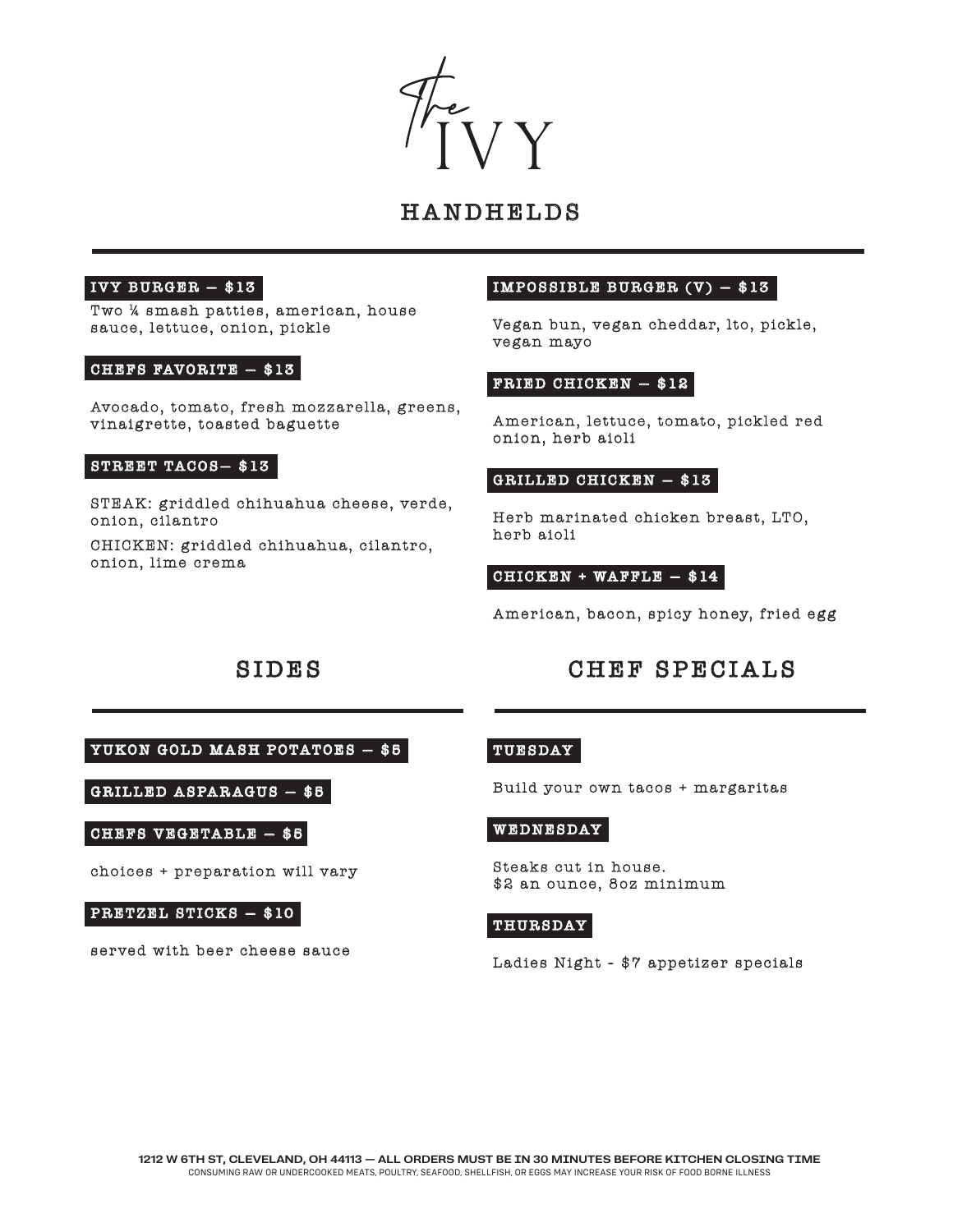# The IVY

## HANDHELDS

### IVY BURGER — $13

Two ¼ smash patties, american, house sauce, lettuce, onion, pickle

### CHEFS FAVORITE — $13

Avocado, tomato, fresh mozzarella, greens, vinaigrette, toasted baguette

### STREET TACOS— $13

STEAK: griddled chihuahua cheese, verde, onion, cilantro

CHICKEN: griddled chihuahua, cilantro, onion, lime crema

### IMPOSSIBLE BURGER (V) — $13

Vegan bun, vegan cheddar, lto, pickle, vegan mayo

### FRIED CHICKEN — $12

American, lettuce, tomato, pickled red onion, herb aioli

### GRILLED CHICKEN — $13

Herb marinated chicken breast, LTO, herb aioli

### CHICKEN + WAFFLE — $14

American, bacon, spicy honey, fried egg

## SIDES

### YUKON GOLD MASH POTATOES — $5

### GRILLED ASPARAGUS — $5

### CHEFS VEGETABLE — $5

choices + preparation will vary

### PRETZEL STICKS — $10

served with beer cheese sauce

## CHEF SPECIALS

### TUESDAY

Build your own tacos + margaritas

### WEDNESDAY

Steaks cut in house.
$2 an ounce, 8oz minimum

### THURSDAY

Ladies Night - $7 appetizer specials

**1212 W 6TH ST, CLEVELAND, OH 44113 — ALL ORDERS MUST BE IN 30 MINUTES BEFORE KITCHEN CLOSING TIME**

CONSUMING RAW OR UNDERCOOKED MEATS, POULTRY, SEAFOOD, SHELLFISH, OR EGGS MAY INCREASE YOUR RISK OF FOOD BORNE ILLNESS